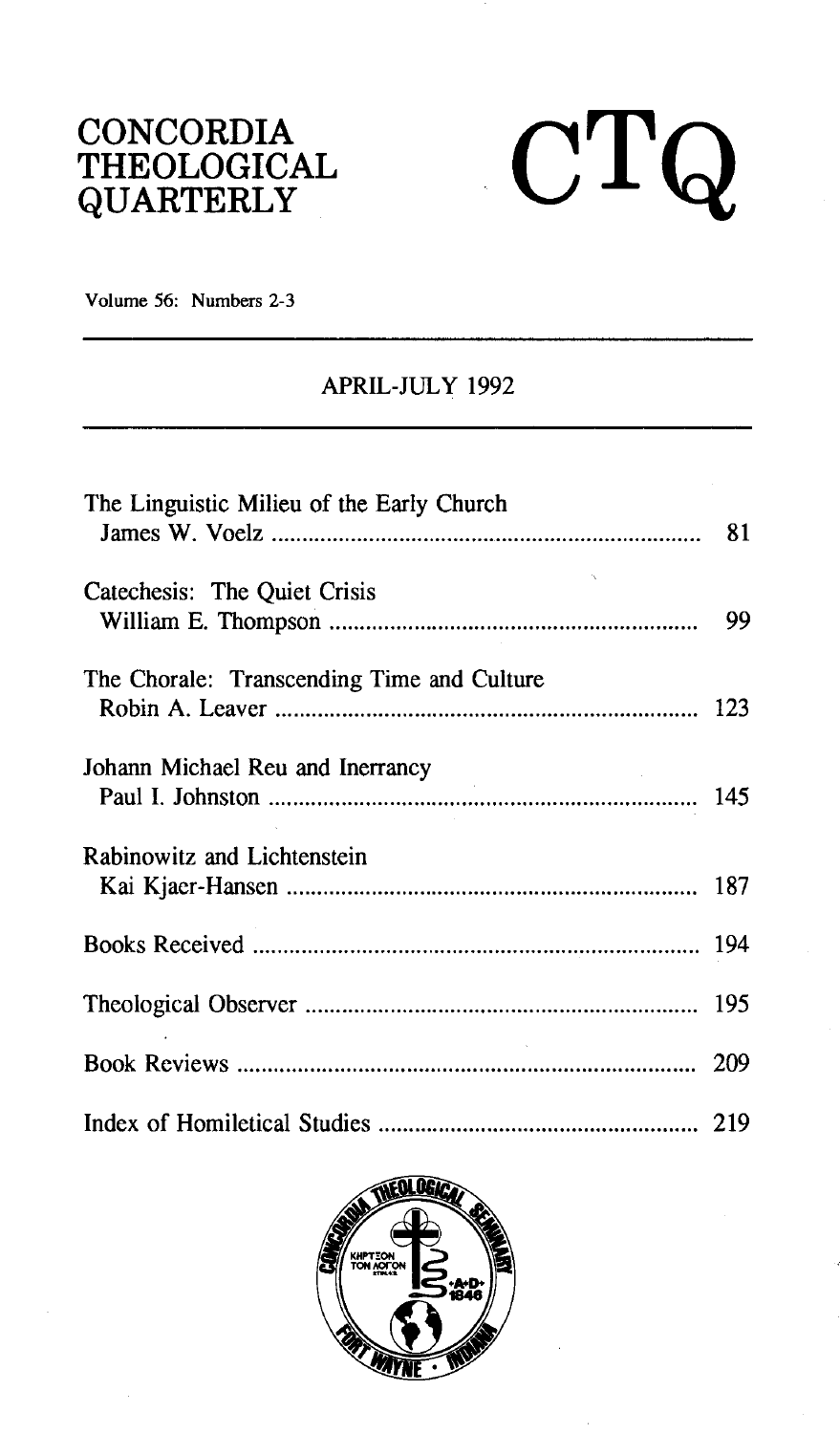# CONCORDIA THEOLOGICAL QUARTERLY

# CTQ

Volume 56: Numbers 2-3

## APRIL-JULY 1992

| | |
|---|---|
| The Linguistic Milieu of the Early Church<br>James W. Voelz | 81 |
| Catechesis: The Quiet Crisis<br>William E. Thompson | 99 |
| The Chorale: Transcending Time and Culture<br>Robin A. Leaver | 123 |
| Johann Michael Reu and Inerrancy<br>Paul I. Johnston | 145 |
| Rabinowitz and Lichtenstein<br>Kai Kjaer-Hansen | 187 |
| Books Received | 194 |
| Theological Observer | 195 |
| Book Reviews | 209 |
| Index of Homiletical Studies | 219 |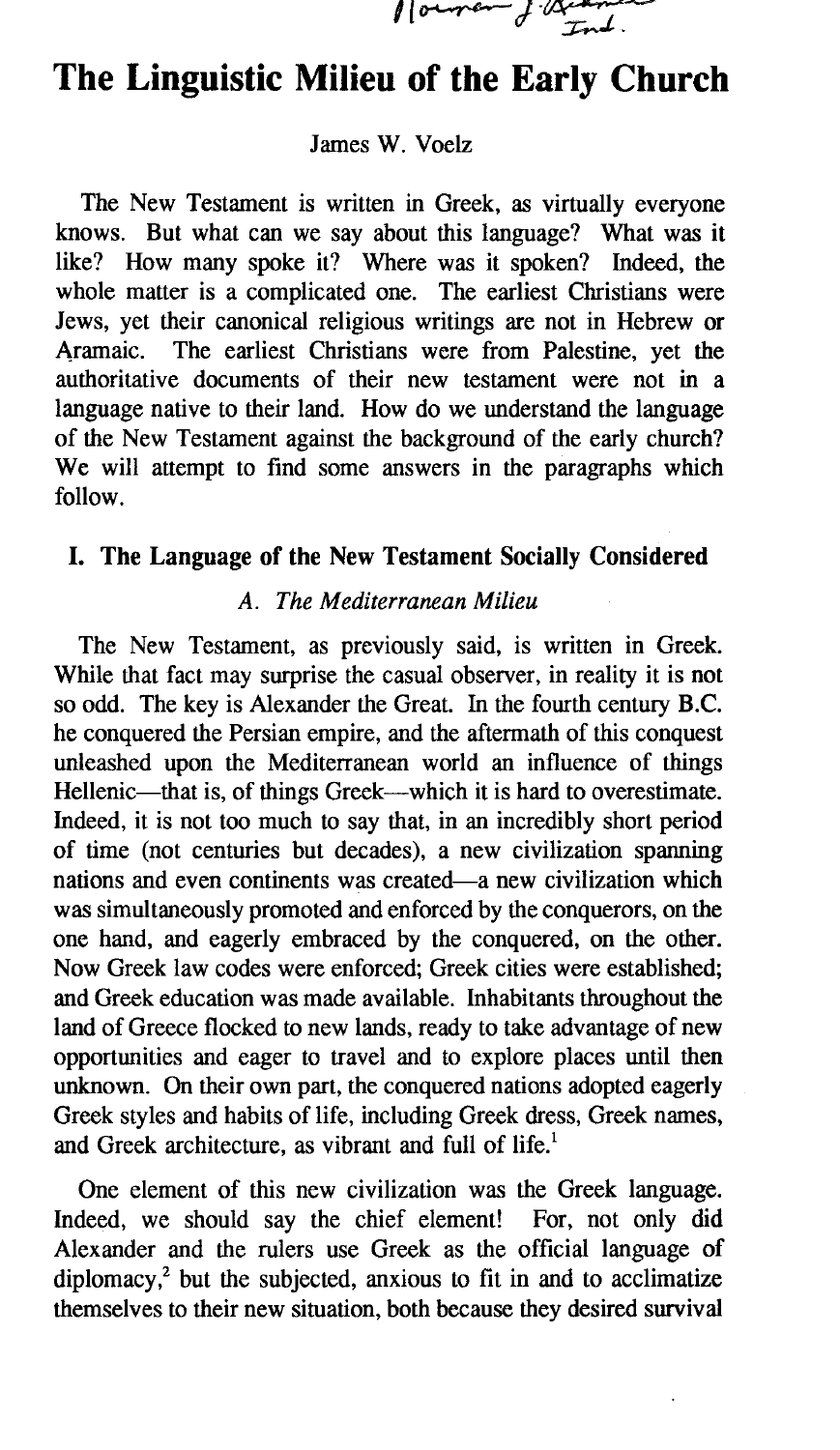# The Linguistic Milieu of the Early Church

James W. Voelz

The New Testament is written in Greek, as virtually everyone knows. But what can we say about this language? What was it like? How many spoke it? Where was it spoken? Indeed, the whole matter is a complicated one. The earliest Christians were Jews, yet their canonical religious writings are not in Hebrew or Aramaic. The earliest Christians were from Palestine, yet the authoritative documents of their new testament were not in a language native to their land. How do we understand the language of the New Testament against the background of the early church? We will attempt to find some answers in the paragraphs which follow.

## I. The Language of the New Testament Socially Considered

### *A. The Mediterranean Milieu*

The New Testament, as previously said, is written in Greek. While that fact may surprise the casual observer, in reality it is not so odd. The key is Alexander the Great. In the fourth century B.C. he conquered the Persian empire, and the aftermath of this conquest unleashed upon the Mediterranean world an influence of things Hellenic—that is, of things Greek—which it is hard to overestimate. Indeed, it is not too much to say that, in an incredibly short period of time (not centuries but decades), a new civilization spanning nations and even continents was created—a new civilization which was simultaneously promoted and enforced by the conquerors, on the one hand, and eagerly embraced by the conquered, on the other. Now Greek law codes were enforced; Greek cities were established; and Greek education was made available. Inhabitants throughout the land of Greece flocked to new lands, ready to take advantage of new opportunities and eager to travel and to explore places until then unknown. On their own part, the conquered nations adopted eagerly Greek styles and habits of life, including Greek dress, Greek names, and Greek architecture, as vibrant and full of life.[1]

One element of this new civilization was the Greek language. Indeed, we should say the chief element! For, not only did Alexander and the rulers use Greek as the official language of diplomacy,[2] but the subjected, anxious to fit in and to acclimatize themselves to their new situation, both because they desired survival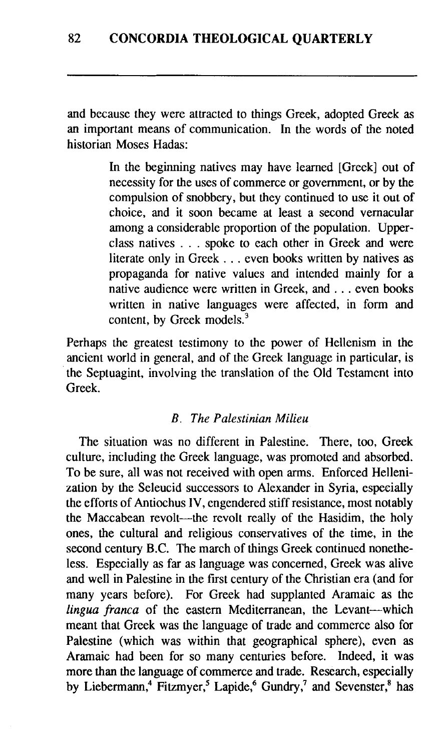and because they were attracted to things Greek, adopted Greek as an important means of communication. In the words of the noted historian Moses Hadas:

> In the beginning natives may have learned [Greek] out of necessity for the uses of commerce or government, or by the compulsion of snobbery, but they continued to use it out of choice, and it soon became at least a second vernacular among a considerable proportion of the population. Upper-class natives . . . spoke to each other in Greek and were literate only in Greek . . . even books written by natives as propaganda for native values and intended mainly for a native audience were written in Greek, and . . . even books written in native languages were affected, in form and content, by Greek models.[3]

Perhaps the greatest testimony to the power of Hellenism in the ancient world in general, and of the Greek language in particular, is the Septuagint, involving the translation of the Old Testament into Greek.

### *B. The Palestinian Milieu*

The situation was no different in Palestine. There, too, Greek culture, including the Greek language, was promoted and absorbed. To be sure, all was not received with open arms. Enforced Hellenization by the Seleucid successors to Alexander in Syria, especially the efforts of Antiochus IV, engendered stiff resistance, most notably the Maccabean revolt—the revolt really of the Hasidim, the holy ones, the cultural and religious conservatives of the time, in the second century B.C. The march of things Greek continued nonetheless. Especially as far as language was concerned, Greek was alive and well in Palestine in the first century of the Christian era (and for many years before). For Greek had supplanted Aramaic as the *lingua franca* of the eastern Mediterranean, the Levant—which meant that Greek was the language of trade and commerce also for Palestine (which was within that geographical sphere), even as Aramaic had been for so many centuries before. Indeed, it was more than the language of commerce and trade. Research, especially by Liebermann,[4] Fitzmyer,[5] Lapide,[6] Gundry,[7] and Sevenster,[8] has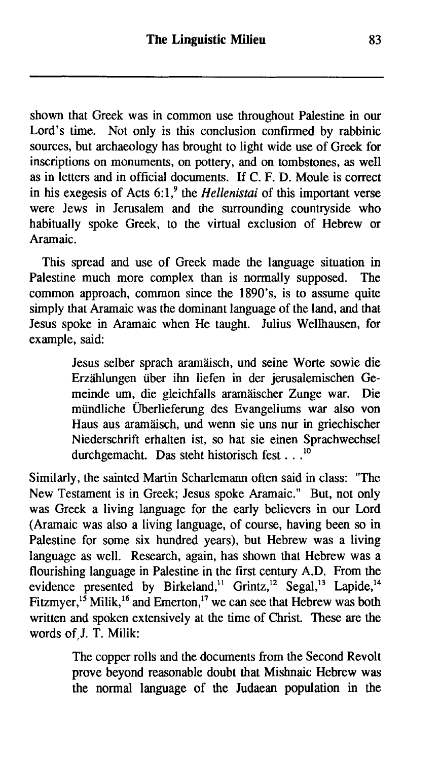shown that Greek was in common use throughout Palestine in our Lord's time. Not only is this conclusion confirmed by rabbinic sources, but archaeology has brought to light wide use of Greek for inscriptions on monuments, on pottery, and on tombstones, as well as in letters and in official documents. If C. F. D. Moule is correct in his exegesis of Acts 6:1,[9] the *Hellenistai* of this important verse were Jews in Jerusalem and the surrounding countryside who habitually spoke Greek, to the virtual exclusion of Hebrew or Aramaic.

This spread and use of Greek made the language situation in Palestine much more complex than is normally supposed. The common approach, common since the 1890's, is to assume quite simply that Aramaic was the dominant language of the land, and that Jesus spoke in Aramaic when He taught. Julius Wellhausen, for example, said:

> Jesus selber sprach aramäisch, und seine Worte sowie die Erzählungen über ihn liefen in der jerusalemischen Gemeinde um, die gleichfalls aramäischer Zunge war. Die mündliche Überlieferung des Evangeliums war also von Haus aus aramäisch, und wenn sie uns nur in griechischer Niederschrift erhalten ist, so hat sie einen Sprachwechsel durchgemacht. Das steht historisch fest . . .[10]

Similarly, the sainted Martin Scharlemann often said in class: "The New Testament is in Greek; Jesus spoke Aramaic." But, not only was Greek a living language for the early believers in our Lord (Aramaic was also a living language, of course, having been so in Palestine for some six hundred years), but Hebrew was a living language as well. Research, again, has shown that Hebrew was a flourishing language in Palestine in the first century A.D. From the evidence presented by Birkeland,[11] Grintz,[12] Segal,[13] Lapide,[14] Fitzmyer,[15] Milik,[16] and Emerton,[17] we can see that Hebrew was both written and spoken extensively at the time of Christ. These are the words of J. T. Milik:

> The copper rolls and the documents from the Second Revolt prove beyond reasonable doubt that Mishnaic Hebrew was the normal language of the Judaean population in the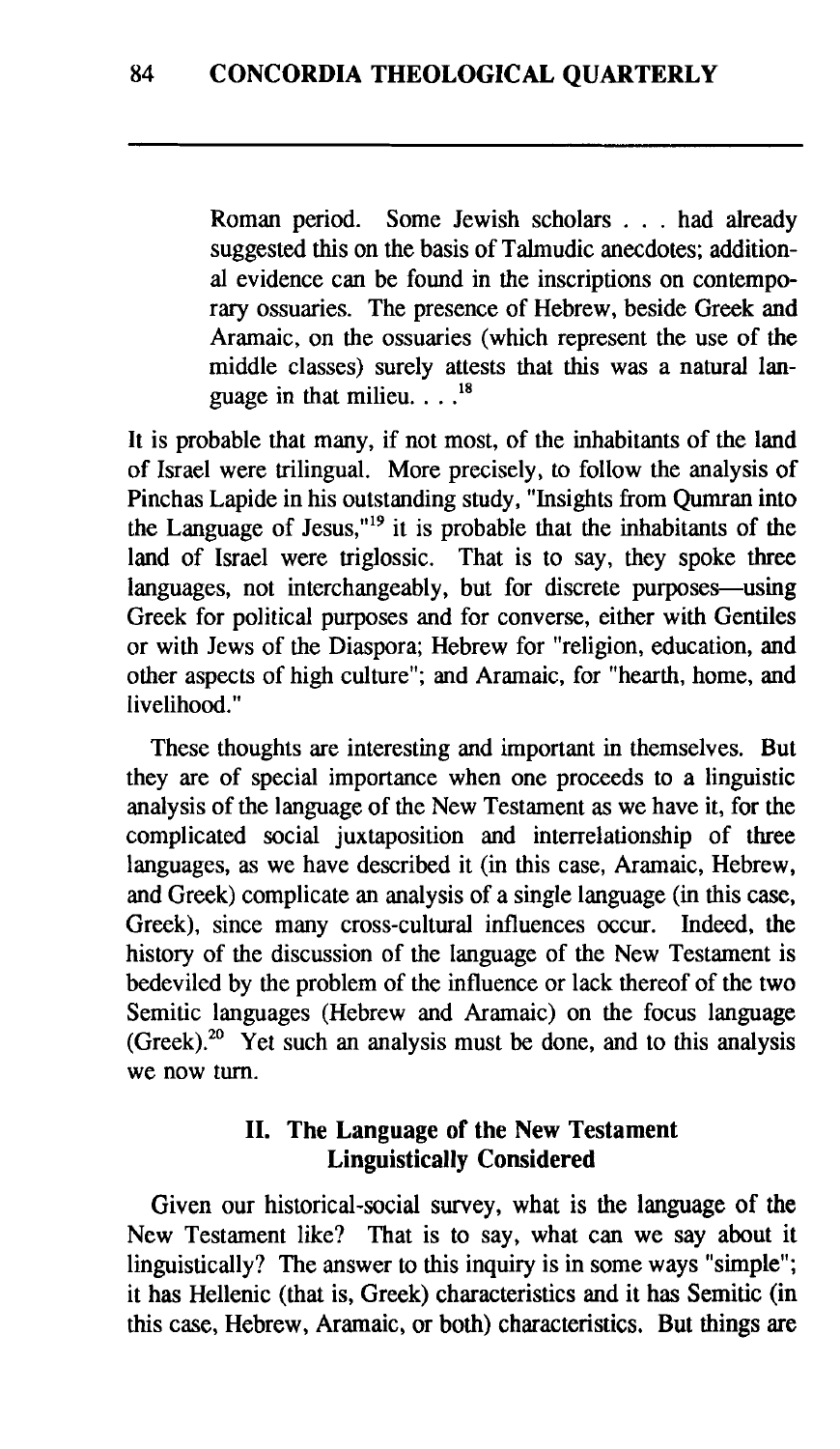> Roman period. Some Jewish scholars . . . had already suggested this on the basis of Talmudic anecdotes; additional evidence can be found in the inscriptions on contemporary ossuaries. The presence of Hebrew, beside Greek and Aramaic, on the ossuaries (which represent the use of the middle classes) surely attests that this was a natural language in that milieu. . . .[18]

It is probable that many, if not most, of the inhabitants of the land of Israel were trilingual. More precisely, to follow the analysis of Pinchas Lapide in his outstanding study, "Insights from Qumran into the Language of Jesus,"[19] it is probable that the inhabitants of the land of Israel were triglossic. That is to say, they spoke three languages, not interchangeably, but for discrete purposes—using Greek for political purposes and for converse, either with Gentiles or with Jews of the Diaspora; Hebrew for "religion, education, and other aspects of high culture"; and Aramaic, for "hearth, home, and livelihood."

These thoughts are interesting and important in themselves. But they are of special importance when one proceeds to a linguistic analysis of the language of the New Testament as we have it, for the complicated social juxtaposition and interrelationship of three languages, as we have described it (in this case, Aramaic, Hebrew, and Greek) complicate an analysis of a single language (in this case, Greek), since many cross-cultural influences occur. Indeed, the history of the discussion of the language of the New Testament is bedeviled by the problem of the influence or lack thereof of the two Semitic languages (Hebrew and Aramaic) on the focus language (Greek).[20] Yet such an analysis must be done, and to this analysis we now turn.

## II. The Language of the New Testament Linguistically Considered

Given our historical-social survey, what is the language of the New Testament like? That is to say, what can we say about it linguistically? The answer to this inquiry is in some ways "simple"; it has Hellenic (that is, Greek) characteristics and it has Semitic (in this case, Hebrew, Aramaic, or both) characteristics. But things are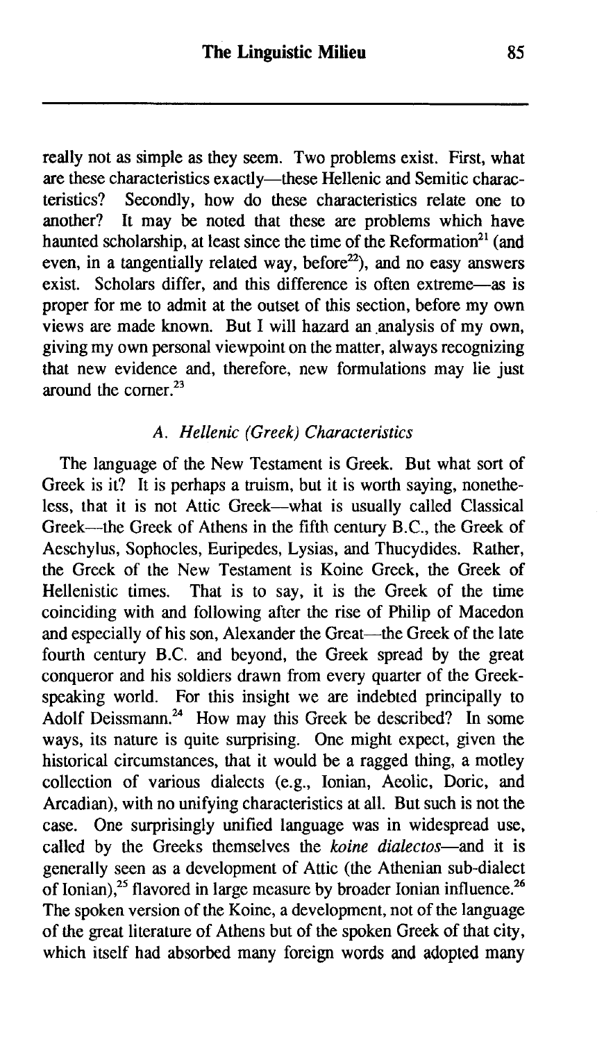really not as simple as they seem. Two problems exist. First, what are these characteristics exactly—these Hellenic and Semitic characteristics? Secondly, how do these characteristics relate one to another? It may be noted that these are problems which have haunted scholarship, at least since the time of the Reformation[21] (and even, in a tangentially related way, before[22]), and no easy answers exist. Scholars differ, and this difference is often extreme—as is proper for me to admit at the outset of this section, before my own views are made known. But I will hazard an analysis of my own, giving my own personal viewpoint on the matter, always recognizing that new evidence and, therefore, new formulations may lie just around the corner.[23]

### *A. Hellenic (Greek) Characteristics*

The language of the New Testament is Greek. But what sort of Greek is it? It is perhaps a truism, but it is worth saying, nonetheless, that it is not Attic Greek—what is usually called Classical Greek—the Greek of Athens in the fifth century B.C., the Greek of Aeschylus, Sophocles, Euripedes, Lysias, and Thucydides. Rather, the Greek of the New Testament is Koine Greek, the Greek of Hellenistic times. That is to say, it is the Greek of the time coinciding with and following after the rise of Philip of Macedon and especially of his son, Alexander the Great—the Greek of the late fourth century B.C. and beyond, the Greek spread by the great conqueror and his soldiers drawn from every quarter of the Greek-speaking world. For this insight we are indebted principally to Adolf Deissmann.[24] How may this Greek be described? In some ways, its nature is quite surprising. One might expect, given the historical circumstances, that it would be a ragged thing, a motley collection of various dialects (e.g., Ionian, Aeolic, Doric, and Arcadian), with no unifying characteristics at all. But such is not the case. One surprisingly unified language was in widespread use, called by the Greeks themselves the *koine dialectos*—and it is generally seen as a development of Attic (the Athenian sub-dialect of Ionian),[25] flavored in large measure by broader Ionian influence.[26] The spoken version of the Koine, a development, not of the language of the great literature of Athens but of the spoken Greek of that city, which itself had absorbed many foreign words and adopted many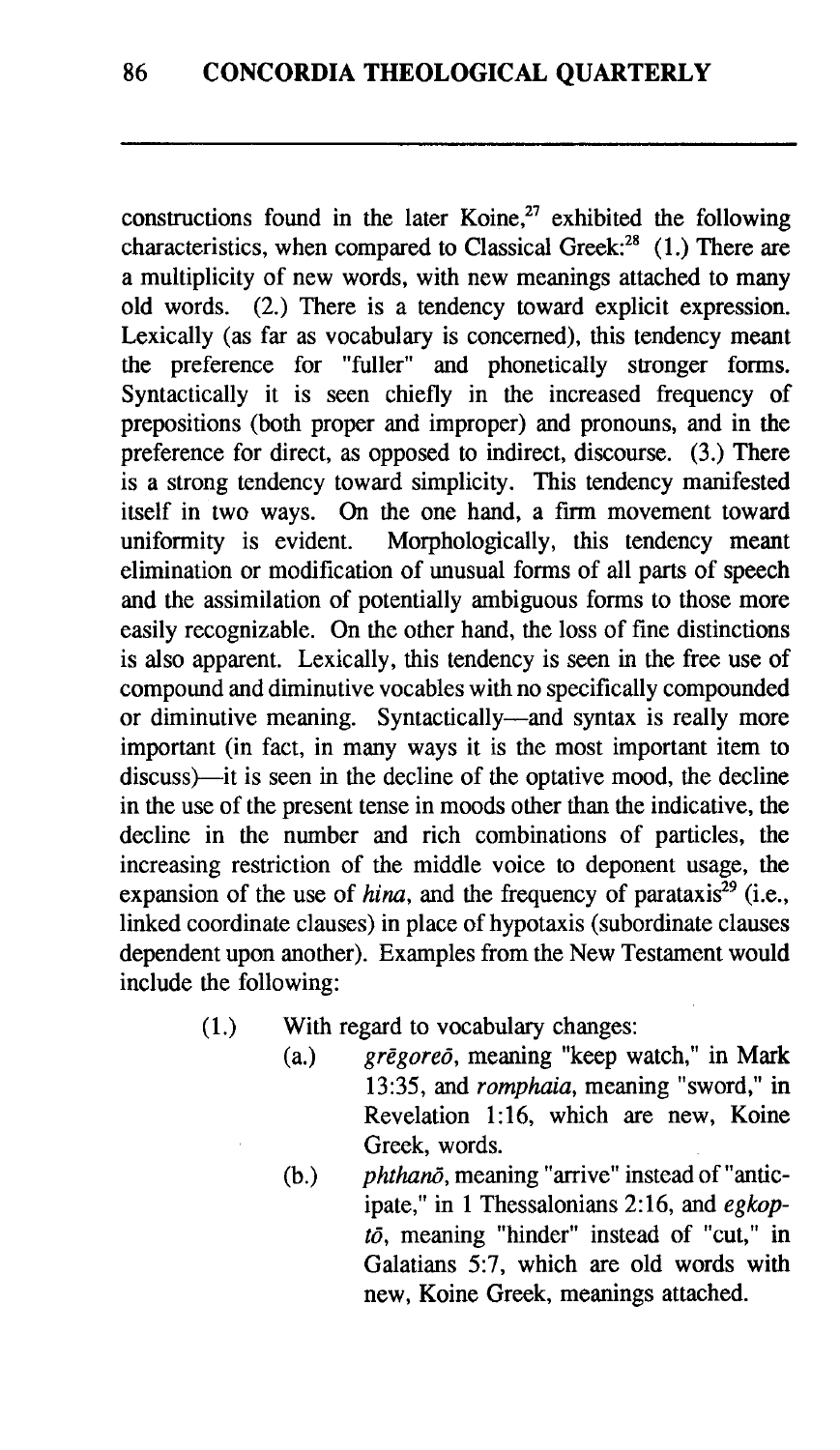constructions found in the later Koine,[27] exhibited the following characteristics, when compared to Classical Greek:[28] (1.) There are a multiplicity of new words, with new meanings attached to many old words. (2.) There is a tendency toward explicit expression. Lexically (as far as vocabulary is concerned), this tendency meant the preference for "fuller" and phonetically stronger forms. Syntactically it is seen chiefly in the increased frequency of prepositions (both proper and improper) and pronouns, and in the preference for direct, as opposed to indirect, discourse. (3.) There is a strong tendency toward simplicity. This tendency manifested itself in two ways. On the one hand, a firm movement toward uniformity is evident. Morphologically, this tendency meant elimination or modification of unusual forms of all parts of speech and the assimilation of potentially ambiguous forms to those more easily recognizable. On the other hand, the loss of fine distinctions is also apparent. Lexically, this tendency is seen in the free use of compound and diminutive vocables with no specifically compounded or diminutive meaning. Syntactically—and syntax is really more important (in fact, in many ways it is the most important item to discuss)—it is seen in the decline of the optative mood, the decline in the use of the present tense in moods other than the indicative, the decline in the number and rich combinations of particles, the increasing restriction of the middle voice to deponent usage, the expansion of the use of *hina*, and the frequency of parataxis[29] (i.e., linked coordinate clauses) in place of hypotaxis (subordinate clauses dependent upon another). Examples from the New Testament would include the following:

(1.) With regard to vocabulary changes:

- (a.) *grēgoreō*, meaning "keep watch," in Mark 13:35, and *romphaia*, meaning "sword," in Revelation 1:16, which are new, Koine Greek, words.
- (b.) *phthanō*, meaning "arrive" instead of "anticipate," in 1 Thessalonians 2:16, and *egkoptō*, meaning "hinder" instead of "cut," in Galatians 5:7, which are old words with new, Koine Greek, meanings attached.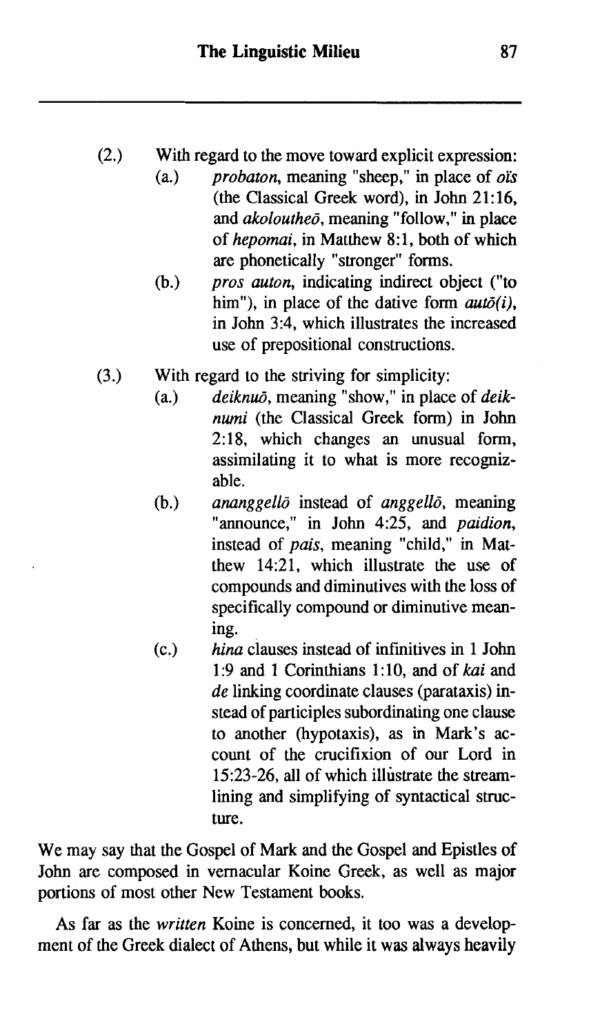(2.) With regard to the move toward explicit expression:

   (a.) *probaton*, meaning "sheep," in place of *oïs* (the Classical Greek word), in John 21:16, and *akoloutheō*, meaning "follow," in place of *hepomai*, in Matthew 8:1, both of which are phonetically "stronger" forms.

   (b.) *pros auton*, indicating indirect object ("to him"), in place of the dative form *autō(i)*, in John 3:4, which illustrates the increased use of prepositional constructions.

(3.) With regard to the striving for simplicity:

   (a.) *deiknuō*, meaning "show," in place of *deiknumi* (the Classical Greek form) in John 2:18, which changes an unusual form, assimilating it to what is more recognizable.

   (b.) *ananggellō* instead of *anggellō*, meaning "announce," in John 4:25, and *paidion*, instead of *pais*, meaning "child," in Matthew 14:21, which illustrate the use of compounds and diminutives with the loss of specifically compound or diminutive meaning.

   (c.) *hina* clauses instead of infinitives in 1 John 1:9 and 1 Corinthians 1:10, and of *kai* and *de* linking coordinate clauses (parataxis) instead of participles subordinating one clause to another (hypotaxis), as in Mark's account of the crucifixion of our Lord in 15:23-26, all of which illustrate the streamlining and simplifying of syntactical structure.

We may say that the Gospel of Mark and the Gospel and Epistles of John are composed in vernacular Koine Greek, as well as major portions of most other New Testament books.

As far as the *written* Koine is concerned, it too was a development of the Greek dialect of Athens, but while it was always heavily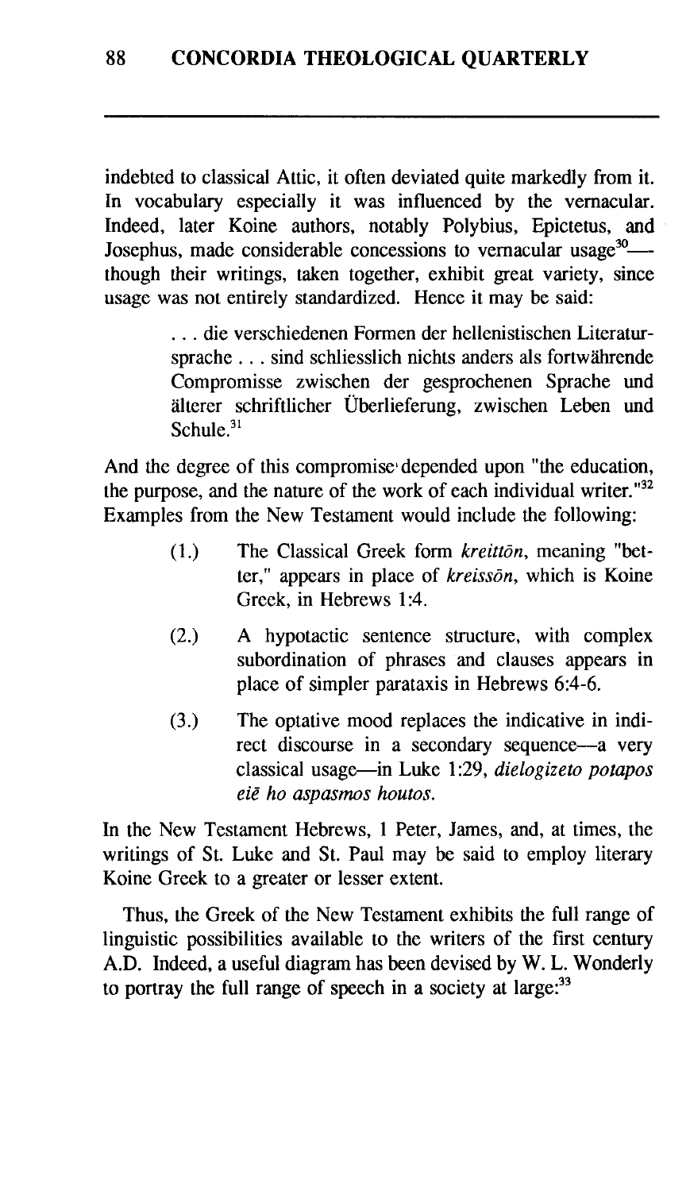indebted to classical Attic, it often deviated quite markedly from it. In vocabulary especially it was influenced by the vernacular. Indeed, later Koine authors, notably Polybius, Epictetus, and Josephus, made considerable concessions to vernacular usage[30]—though their writings, taken together, exhibit great variety, since usage was not entirely standardized. Hence it may be said:

> . . . die verschiedenen Formen der hellenistischen Literatursprache . . . sind schliesslich nichts anders als fortwährende Compromisse zwischen der gesprochenen Sprache und älterer schriftlicher Überlieferung, zwischen Leben und Schule.[31]

And the degree of this compromise depended upon "the education, the purpose, and the nature of the work of each individual writer."[32] Examples from the New Testament would include the following:

(1.) The Classical Greek form *kreittōn*, meaning "better," appears in place of *kreissōn*, which is Koine Greek, in Hebrews 1:4.

(2.) A hypotactic sentence structure, with complex subordination of phrases and clauses appears in place of simpler parataxis in Hebrews 6:4-6.

(3.) The optative mood replaces the indicative in indirect discourse in a secondary sequence—a very classical usage—in Luke 1:29, *dielogizeto potapos eiē ho aspasmos houtos.*

In the New Testament Hebrews, 1 Peter, James, and, at times, the writings of St. Luke and St. Paul may be said to employ literary Koine Greek to a greater or lesser extent.

Thus, the Greek of the New Testament exhibits the full range of linguistic possibilities available to the writers of the first century A.D. Indeed, a useful diagram has been devised by W. L. Wonderly to portray the full range of speech in a society at large:[33]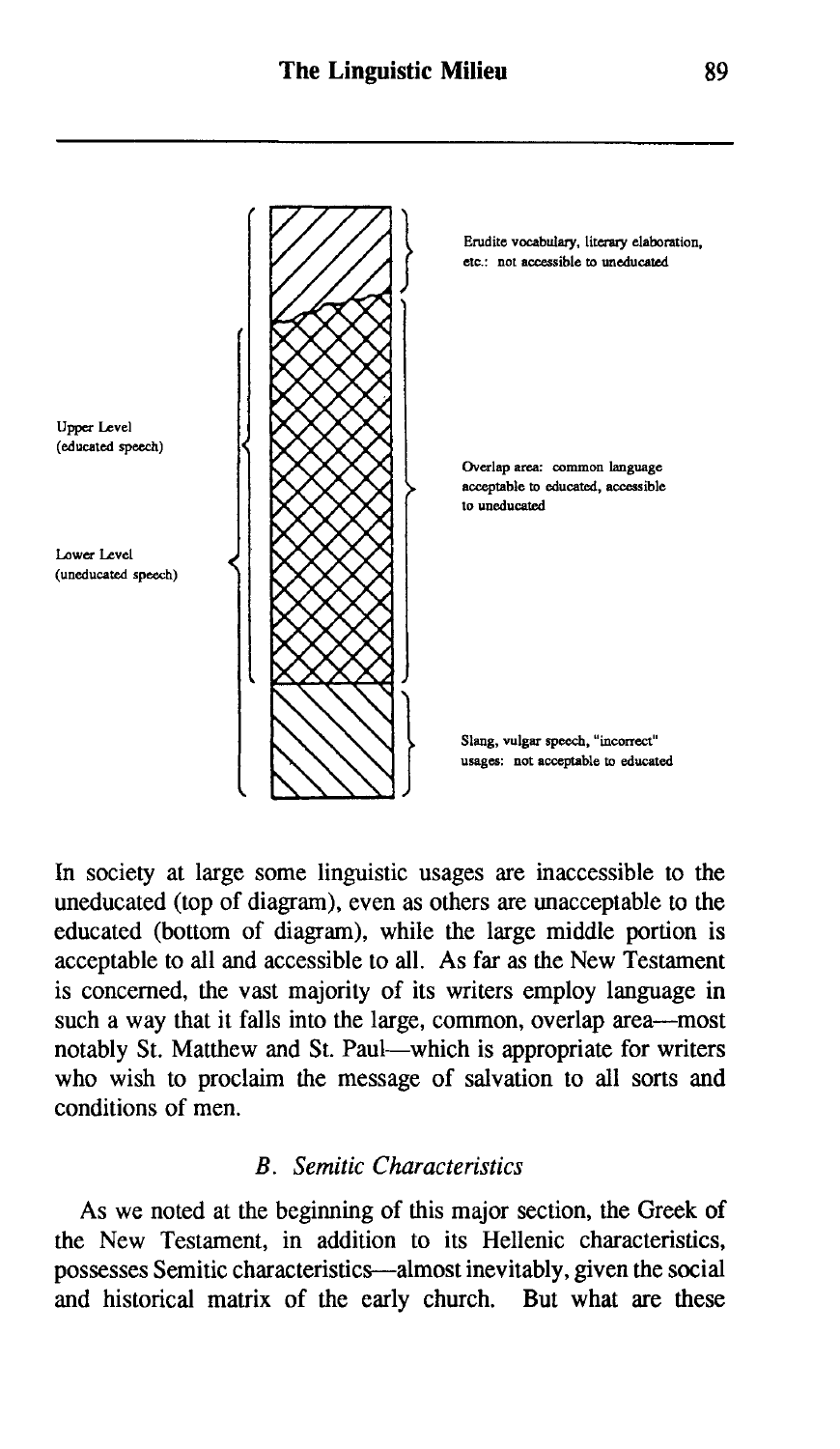Upper Level (educated speech)

Lower Level (uneducated speech)

Erudite vocabulary, literary elaboration, etc.: not accessible to uneducated

Overlap area: common language acceptable to educated, accessible to uneducated

Slang, vulgar speech, "incorrect" usages: not acceptable to educated

In society at large some linguistic usages are inaccessible to the uneducated (top of diagram), even as others are unacceptable to the educated (bottom of diagram), while the large middle portion is acceptable to all and accessible to all. As far as the New Testament is concerned, the vast majority of its writers employ language in such a way that it falls into the large, common, overlap area—most notably St. Matthew and St. Paul—which is appropriate for writers who wish to proclaim the message of salvation to all sorts and conditions of men.

### *B. Semitic Characteristics*

As we noted at the beginning of this major section, the Greek of the New Testament, in addition to its Hellenic characteristics, possesses Semitic characteristics—almost inevitably, given the social and historical matrix of the early church. But what are these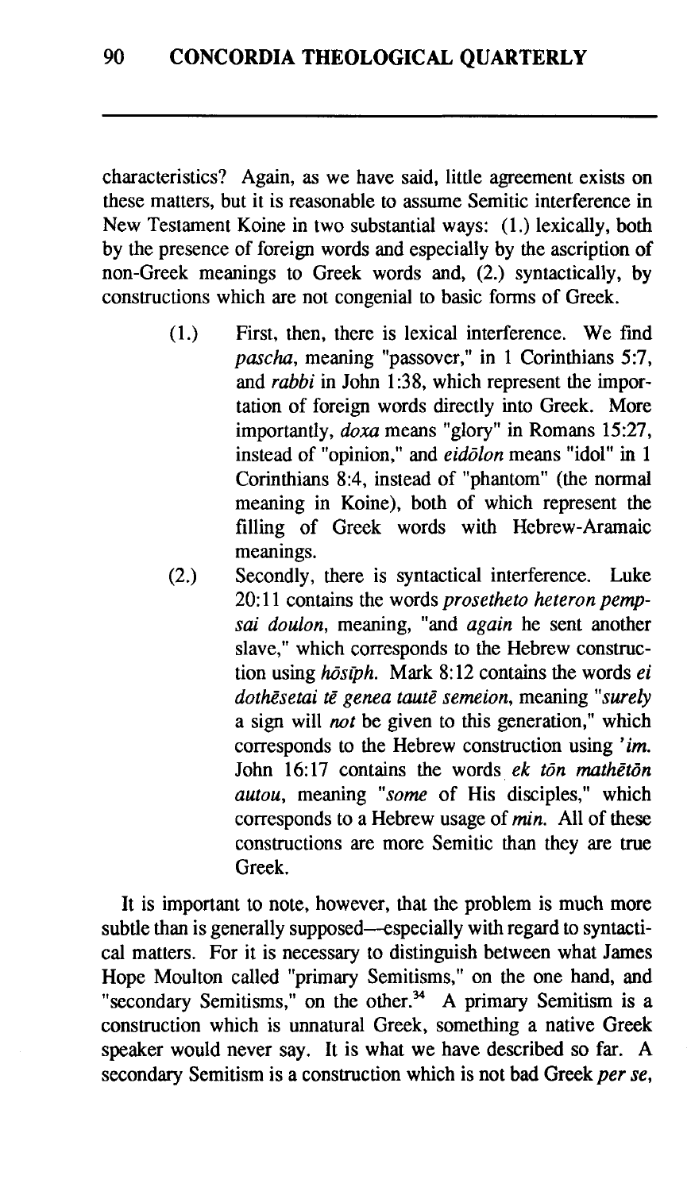characteristics? Again, as we have said, little agreement exists on these matters, but it is reasonable to assume Semitic interference in New Testament Koine in two substantial ways: (1.) lexically, both by the presence of foreign words and especially by the ascription of non-Greek meanings to Greek words and, (2.) syntactically, by constructions which are not congenial to basic forms of Greek.

(1.) First, then, there is lexical interference. We find *pascha*, meaning "passover," in 1 Corinthians 5:7, and *rabbi* in John 1:38, which represent the importation of foreign words directly into Greek. More importantly, *doxa* means "glory" in Romans 15:27, instead of "opinion," and *eidōlon* means "idol" in 1 Corinthians 8:4, instead of "phantom" (the normal meaning in Koine), both of which represent the filling of Greek words with Hebrew-Aramaic meanings.

(2.) Secondly, there is syntactical interference. Luke 20:11 contains the words *prosetheto heteron pempsai doulon*, meaning, "and *again* he sent another slave," which corresponds to the Hebrew construction using *hōsīph*. Mark 8:12 contains the words *ei dothēsetai tē genea tautē semeion*, meaning "*surely* a sign will *not* be given to this generation," which corresponds to the Hebrew construction using *'im.* John 16:17 contains the words *ek tōn mathētōn autou*, meaning "*some* of His disciples," which corresponds to a Hebrew usage of *min.* All of these constructions are more Semitic than they are true Greek.

It is important to note, however, that the problem is much more subtle than is generally supposed—especially with regard to syntactical matters. For it is necessary to distinguish between what James Hope Moulton called "primary Semitisms," on the one hand, and "secondary Semitisms," on the other.[34] A primary Semitism is a construction which is unnatural Greek, something a native Greek speaker would never say. It is what we have described so far. A secondary Semitism is a construction which is not bad Greek *per se*,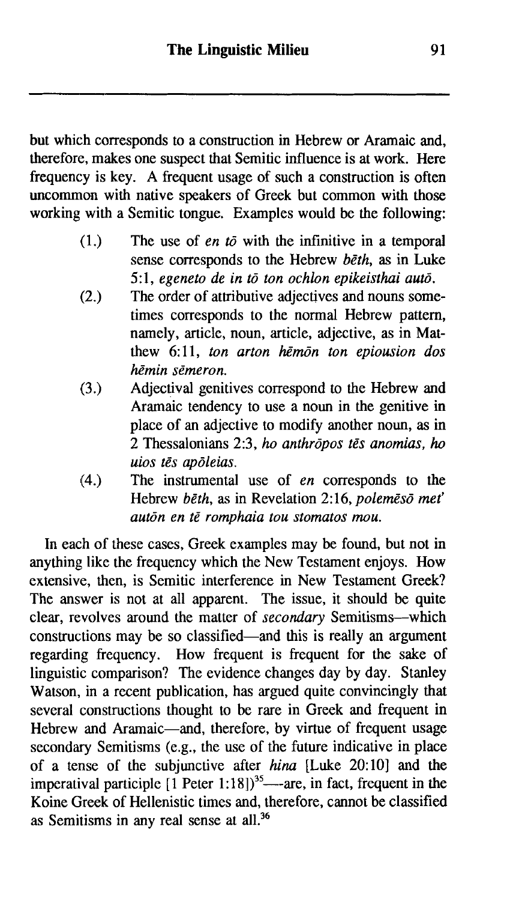but which corresponds to a construction in Hebrew or Aramaic and, therefore, makes one suspect that Semitic influence is at work. Here frequency is key. A frequent usage of such a construction is often uncommon with native speakers of Greek but common with those working with a Semitic tongue. Examples would be the following:

(1.) The use of *en tō* with the infinitive in a temporal sense corresponds to the Hebrew *bēth*, as in Luke 5:1, *egeneto de in tō ton ochlon epikeisthai autō.*

(2.) The order of attributive adjectives and nouns sometimes corresponds to the normal Hebrew pattern, namely, article, noun, article, adjective, as in Matthew 6:11, *ton arton hēmōn ton epiousion dos hēmin sēmeron.*

(3.) Adjectival genitives correspond to the Hebrew and Aramaic tendency to use a noun in the genitive in place of an adjective to modify another noun, as in 2 Thessalonians 2:3, *ho anthrōpos tēs anomias, ho uios tēs apōleias.*

(4.) The instrumental use of *en* corresponds to the Hebrew *bēth*, as in Revelation 2:16, *polemēsō met' autōn en tē romphaia tou stomatos mou.*

In each of these cases, Greek examples may be found, but not in anything like the frequency which the New Testament enjoys. How extensive, then, is Semitic interference in New Testament Greek? The answer is not at all apparent. The issue, it should be quite clear, revolves around the matter of *secondary* Semitisms—which constructions may be so classified—and this is really an argument regarding frequency. How frequent is frequent for the sake of linguistic comparison? The evidence changes day by day. Stanley Watson, in a recent publication, has argued quite convincingly that several constructions thought to be rare in Greek and frequent in Hebrew and Aramaic—and, therefore, by virtue of frequent usage secondary Semitisms (e.g., the use of the future indicative in place of a tense of the subjunctive after *hina* [Luke 20:10] and the imperatival participle [1 Peter 1:18])[35]—are, in fact, frequent in the Koine Greek of Hellenistic times and, therefore, cannot be classified as Semitisms in any real sense at all.[36]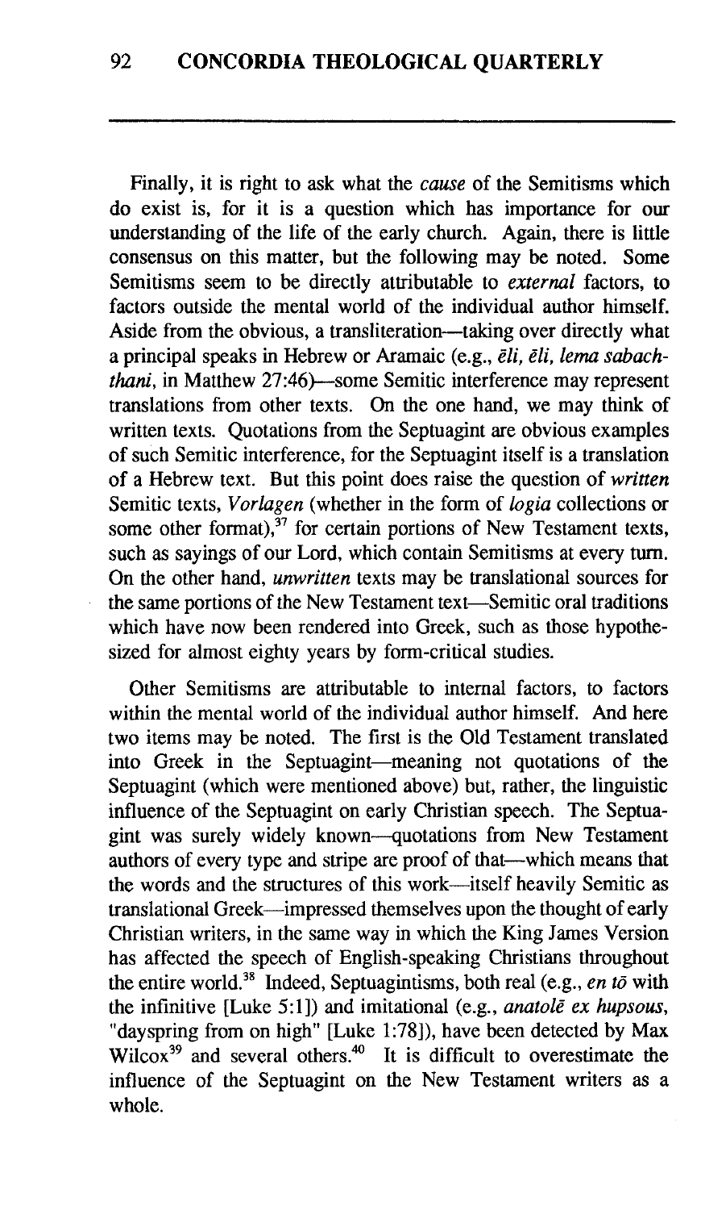Finally, it is right to ask what the *cause* of the Semitisms which do exist is, for it is a question which has importance for our understanding of the life of the early church. Again, there is little consensus on this matter, but the following may be noted. Some Semitisms seem to be directly attributable to *external* factors, to factors outside the mental world of the individual author himself. Aside from the obvious, a transliteration—taking over directly what a principal speaks in Hebrew or Aramaic (e.g., *ēli, ēli, lema sabachthani*, in Matthew 27:46)—some Semitic interference may represent translations from other texts. On the one hand, we may think of written texts. Quotations from the Septuagint are obvious examples of such Semitic interference, for the Septuagint itself is a translation of a Hebrew text. But this point does raise the question of *written* Semitic texts, *Vorlagen* (whether in the form of *logia* collections or some other format),[37] for certain portions of New Testament texts, such as sayings of our Lord, which contain Semitisms at every turn. On the other hand, *unwritten* texts may be translational sources for the same portions of the New Testament text—Semitic oral traditions which have now been rendered into Greek, such as those hypothesized for almost eighty years by form-critical studies.

Other Semitisms are attributable to internal factors, to factors within the mental world of the individual author himself. And here two items may be noted. The first is the Old Testament translated into Greek in the Septuagint—meaning not quotations of the Septuagint (which were mentioned above) but, rather, the linguistic influence of the Septuagint on early Christian speech. The Septuagint was surely widely known—quotations from New Testament authors of every type and stripe are proof of that—which means that the words and the structures of this work—itself heavily Semitic as translational Greek—impressed themselves upon the thought of early Christian writers, in the same way in which the King James Version has affected the speech of English-speaking Christians throughout the entire world.[38] Indeed, Septuagintisms, both real (e.g., *en tō* with the infinitive [Luke 5:1]) and imitational (e.g., *anatolē ex hupsous*, "dayspring from on high" [Luke 1:78]), have been detected by Max Wilcox[39] and several others.[40] It is difficult to overestimate the influence of the Septuagint on the New Testament writers as a whole.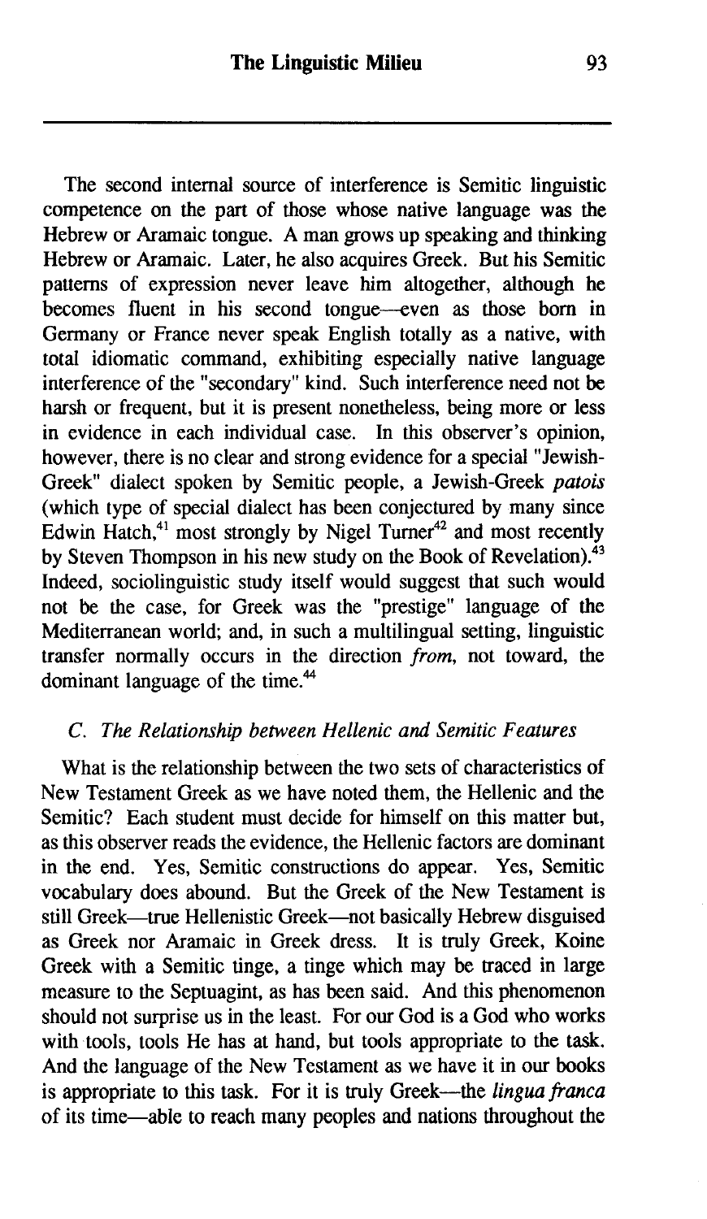The second internal source of interference is Semitic linguistic competence on the part of those whose native language was the Hebrew or Aramaic tongue. A man grows up speaking and thinking Hebrew or Aramaic. Later, he also acquires Greek. But his Semitic patterns of expression never leave him altogether, although he becomes fluent in his second tongue—even as those born in Germany or France never speak English totally as a native, with total idiomatic command, exhibiting especially native language interference of the "secondary" kind. Such interference need not be harsh or frequent, but it is present nonetheless, being more or less in evidence in each individual case. In this observer's opinion, however, there is no clear and strong evidence for a special "Jewish-Greek" dialect spoken by Semitic people, a Jewish-Greek *patois* (which type of special dialect has been conjectured by many since Edwin Hatch,[41] most strongly by Nigel Turner[42] and most recently by Steven Thompson in his new study on the Book of Revelation).[43] Indeed, sociolinguistic study itself would suggest that such would not be the case, for Greek was the "prestige" language of the Mediterranean world; and, in such a multilingual setting, linguistic transfer normally occurs in the direction *from*, not toward, the dominant language of the time.[44]

### *C. The Relationship between Hellenic and Semitic Features*

What is the relationship between the two sets of characteristics of New Testament Greek as we have noted them, the Hellenic and the Semitic? Each student must decide for himself on this matter but, as this observer reads the evidence, the Hellenic factors are dominant in the end. Yes, Semitic constructions do appear. Yes, Semitic vocabulary does abound. But the Greek of the New Testament is still Greek—true Hellenistic Greek—not basically Hebrew disguised as Greek nor Aramaic in Greek dress. It is truly Greek, Koine Greek with a Semitic tinge, a tinge which may be traced in large measure to the Septuagint, as has been said. And this phenomenon should not surprise us in the least. For our God is a God who works with tools, tools He has at hand, but tools appropriate to the task. And the language of the New Testament as we have it in our books is appropriate to this task. For it is truly Greek—the *lingua franca* of its time—able to reach many peoples and nations throughout the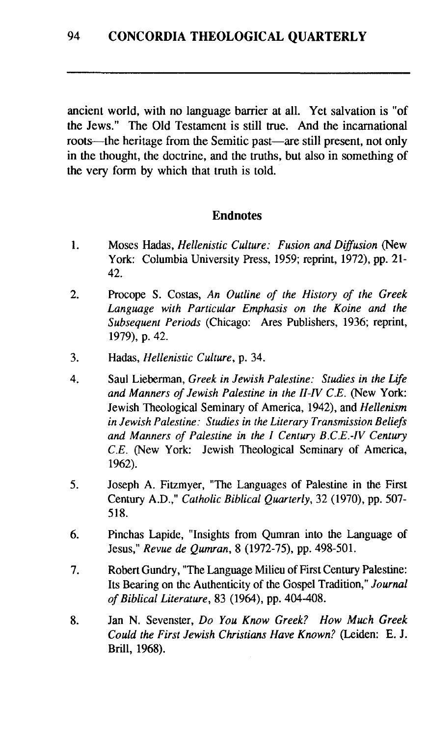ancient world, with no language barrier at all. Yet salvation is "of the Jews." The Old Testament is still true. And the incarnational roots—the heritage from the Semitic past—are still present, not only in the thought, the doctrine, and the truths, but also in something of the very form by which that truth is told.

## Endnotes

1. Moses Hadas, *Hellenistic Culture: Fusion and Diffusion* (New York: Columbia University Press, 1959; reprint, 1972), pp. 21-42.

2. Procope S. Costas, *An Outline of the History of the Greek Language with Particular Emphasis on the Koine and the Subsequent Periods* (Chicago: Ares Publishers, 1936; reprint, 1979), p. 42.

3. Hadas, *Hellenistic Culture*, p. 34.

4. Saul Lieberman, *Greek in Jewish Palestine: Studies in the Life and Manners of Jewish Palestine in the II-IV C.E.* (New York: Jewish Theological Seminary of America, 1942), and *Hellenism in Jewish Palestine: Studies in the Literary Transmission Beliefs and Manners of Palestine in the I Century B.C.E.-IV Century C.E.* (New York: Jewish Theological Seminary of America, 1962).

5. Joseph A. Fitzmyer, "The Languages of Palestine in the First Century A.D.," *Catholic Biblical Quarterly*, 32 (1970), pp. 507-518.

6. Pinchas Lapide, "Insights from Qumran into the Language of Jesus," *Revue de Qumran*, 8 (1972-75), pp. 498-501.

7. Robert Gundry, "The Language Milieu of First Century Palestine: Its Bearing on the Authenticity of the Gospel Tradition," *Journal of Biblical Literature*, 83 (1964), pp. 404-408.

8. Jan N. Sevenster, *Do You Know Greek? How Much Greek Could the First Jewish Christians Have Known?* (Leiden: E. J. Brill, 1968).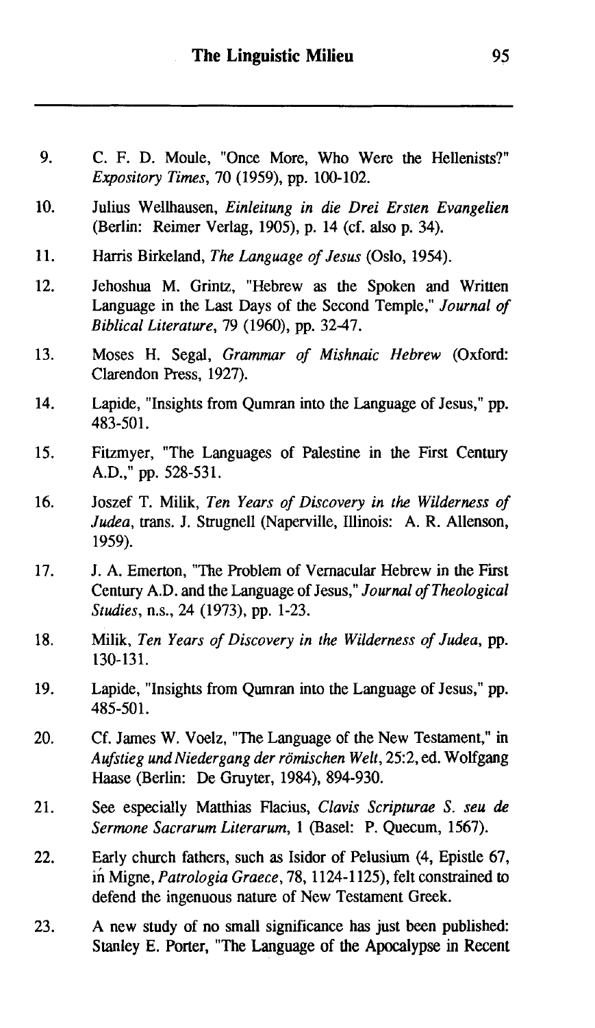9. C. F. D. Moule, "Once More, Who Were the Hellenists?" *Expository Times*, 70 (1959), pp. 100-102.

10. Julius Wellhausen, *Einleitung in die Drei Ersten Evangelien* (Berlin: Reimer Verlag, 1905), p. 14 (cf. also p. 34).

11. Harris Birkeland, *The Language of Jesus* (Oslo, 1954).

12. Jehoshua M. Grintz, "Hebrew as the Spoken and Written Language in the Last Days of the Second Temple," *Journal of Biblical Literature*, 79 (1960), pp. 32-47.

13. Moses H. Segal, *Grammar of Mishnaic Hebrew* (Oxford: Clarendon Press, 1927).

14. Lapide, "Insights from Qumran into the Language of Jesus," pp. 483-501.

15. Fitzmyer, "The Languages of Palestine in the First Century A.D.," pp. 528-531.

16. Joszef T. Milik, *Ten Years of Discovery in the Wilderness of Judea*, trans. J. Strugnell (Naperville, Illinois: A. R. Allenson, 1959).

17. J. A. Emerton, "The Problem of Vernacular Hebrew in the First Century A.D. and the Language of Jesus," *Journal of Theological Studies*, n.s., 24 (1973), pp. 1-23.

18. Milik, *Ten Years of Discovery in the Wilderness of Judea*, pp. 130-131.

19. Lapide, "Insights from Qumran into the Language of Jesus," pp. 485-501.

20. Cf. James W. Voelz, "The Language of the New Testament," in *Aufstieg und Niedergang der römischen Welt*, 25:2, ed. Wolfgang Haase (Berlin: De Gruyter, 1984), 894-930.

21. See especially Matthias Flacius, *Clavis Scripturae S. seu de Sermone Sacrarum Literarum*, 1 (Basel: P. Quecum, 1567).

22. Early church fathers, such as Isidor of Pelusium (4, Epistle 67, in Migne, *Patrologia Graece*, 78, 1124-1125), felt constrained to defend the ingenuous nature of New Testament Greek.

23. A new study of no small significance has just been published: Stanley E. Porter, "The Language of the Apocalypse in Recent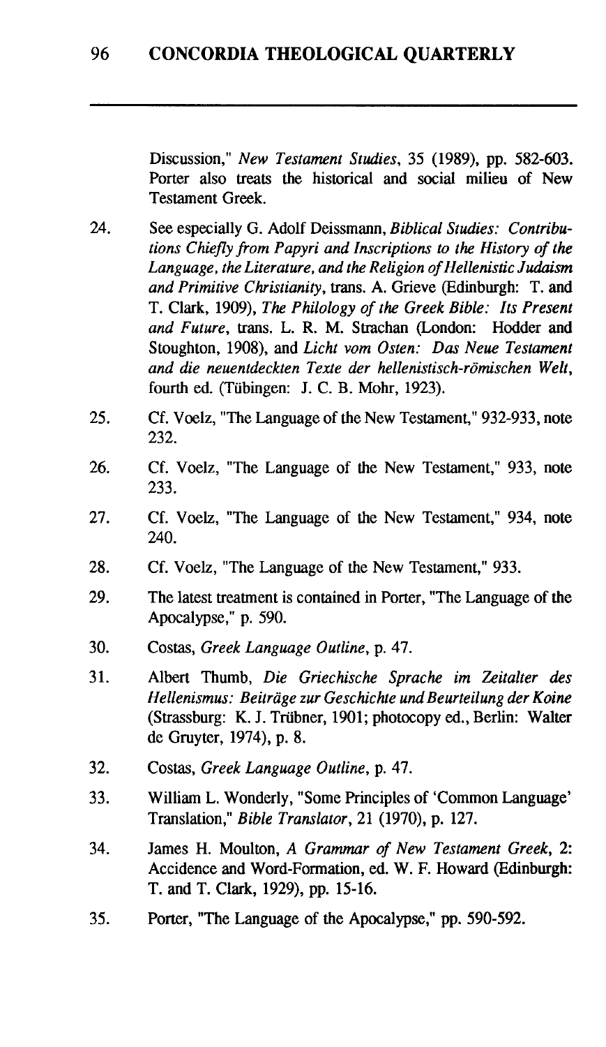Discussion," *New Testament Studies*, 35 (1989), pp. 582-603. Porter also treats the historical and social milieu of New Testament Greek.

24. See especially G. Adolf Deissmann, *Biblical Studies: Contributions Chiefly from Papyri and Inscriptions to the History of the Language, the Literature, and the Religion of Hellenistic Judaism and Primitive Christianity*, trans. A. Grieve (Edinburgh: T. and T. Clark, 1909), *The Philology of the Greek Bible: Its Present and Future*, trans. L. R. M. Strachan (London: Hodder and Stoughton, 1908), and *Licht vom Osten: Das Neue Testament and die neuentdeckten Texte der hellenistisch-römischen Welt*, fourth ed. (Tübingen: J. C. B. Mohr, 1923).

25. Cf. Voelz, "The Language of the New Testament," 932-933, note 232.

26. Cf. Voelz, "The Language of the New Testament," 933, note 233.

27. Cf. Voelz, "The Language of the New Testament," 934, note 240.

28. Cf. Voelz, "The Language of the New Testament," 933.

29. The latest treatment is contained in Porter, "The Language of the Apocalypse," p. 590.

30. Costas, *Greek Language Outline*, p. 47.

31. Albert Thumb, *Die Griechische Sprache im Zeitalter des Hellenismus: Beiträge zur Geschichte und Beurteilung der Koine* (Strassburg: K. J. Trübner, 1901; photocopy ed., Berlin: Walter de Gruyter, 1974), p. 8.

32. Costas, *Greek Language Outline*, p. 47.

33. William L. Wonderly, "Some Principles of 'Common Language' Translation," *Bible Translator*, 21 (1970), p. 127.

34. James H. Moulton, *A Grammar of New Testament Greek*, 2: Accidence and Word-Formation, ed. W. F. Howard (Edinburgh: T. and T. Clark, 1929), pp. 15-16.

35. Porter, "The Language of the Apocalypse," pp. 590-592.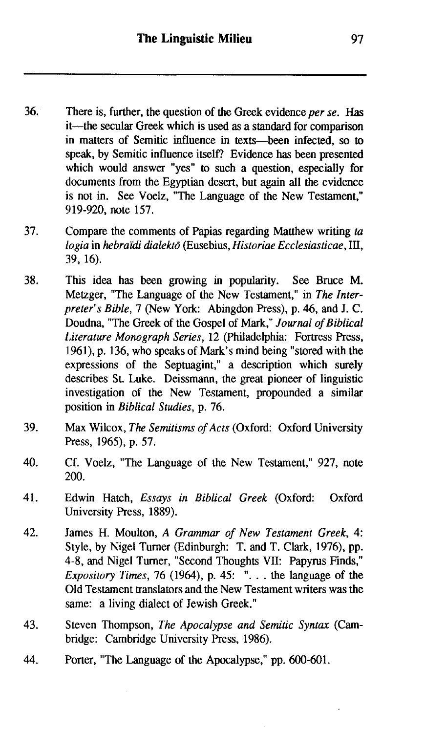36. There is, further, the question of the Greek evidence *per se*. Has it—the secular Greek which is used as a standard for comparison in matters of Semitic influence in texts—been infected, so to speak, by Semitic influence itself? Evidence has been presented which would answer "yes" to such a question, especially for documents from the Egyptian desert, but again all the evidence is not in. See Voelz, "The Language of the New Testament," 919-920, note 157.

37. Compare the comments of Papias regarding Matthew writing *ta logia* in *hebraïdi dialektō* (Eusebius, *Historiae Ecclesiasticae*, III, 39, 16).

38. This idea has been growing in popularity. See Bruce M. Metzger, "The Language of the New Testament," in *The Interpreter's Bible*, 7 (New York: Abingdon Press), p. 46, and J. C. Doudna, "The Greek of the Gospel of Mark," *Journal of Biblical Literature Monograph Series*, 12 (Philadelphia: Fortress Press, 1961), p. 136, who speaks of Mark's mind being "stored with the expressions of the Septuagint," a description which surely describes St. Luke. Deissmann, the great pioneer of linguistic investigation of the New Testament, propounded a similar position in *Biblical Studies*, p. 76.

39. Max Wilcox, *The Semitisms of Acts* (Oxford: Oxford University Press, 1965), p. 57.

40. Cf. Voelz, "The Language of the New Testament," 927, note 200.

41. Edwin Hatch, *Essays in Biblical Greek* (Oxford: Oxford University Press, 1889).

42. James H. Moulton, *A Grammar of New Testament Greek*, 4: Style, by Nigel Turner (Edinburgh: T. and T. Clark, 1976), pp. 4-8, and Nigel Turner, "Second Thoughts VII: Papyrus Finds," *Expository Times*, 76 (1964), p. 45: ". . . the language of the Old Testament translators and the New Testament writers was the same: a living dialect of Jewish Greek."

43. Steven Thompson, *The Apocalypse and Semitic Syntax* (Cambridge: Cambridge University Press, 1986).

44. Porter, "The Language of the Apocalypse," pp. 600-601.